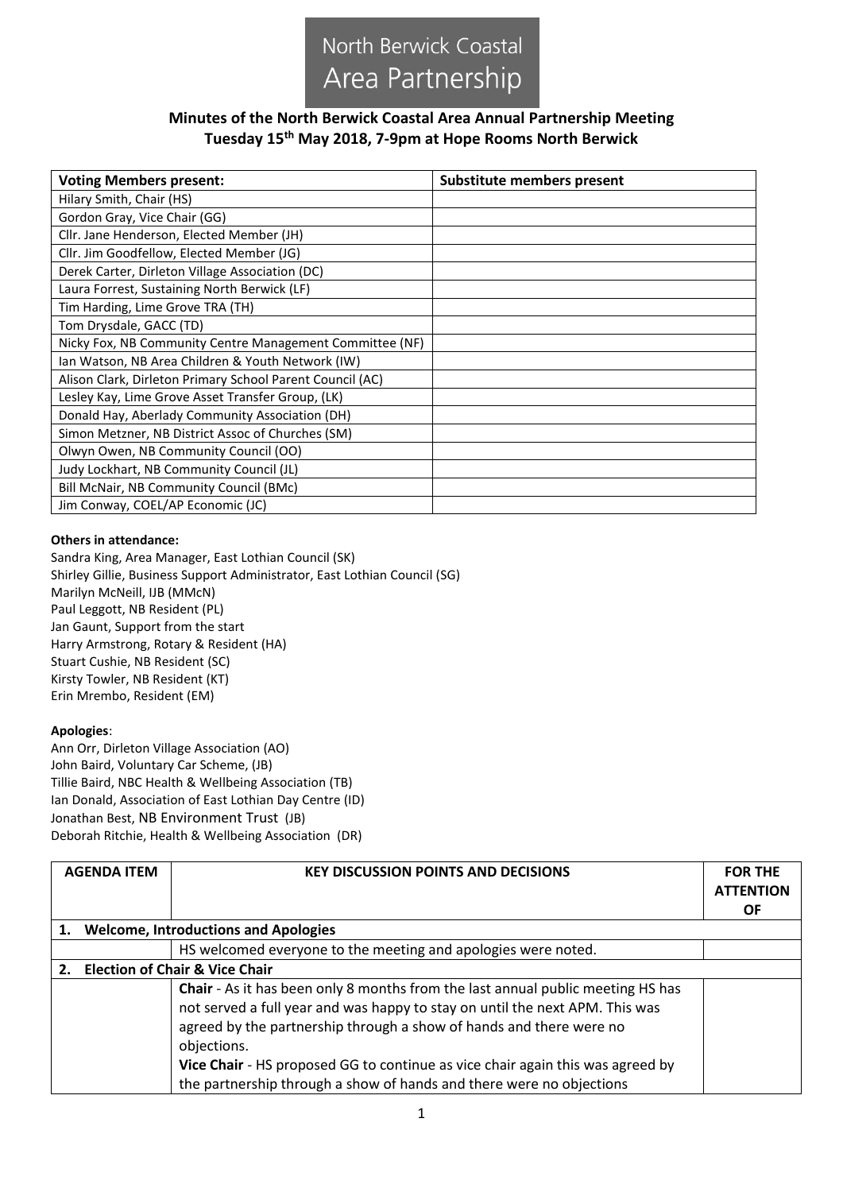# North Berwick Coastal Area Partnership

## Minutes of the North Berwick Coastal Area Annual Partnership Meeting
## Tuesday 15th May 2018, 7-9pm at Hope Rooms North Berwick

| Voting Members present: | Substitute members present |
|---|---|
| Hilary Smith, Chair (HS) | |
| Gordon Gray, Vice Chair (GG) | |
| Cllr. Jane Henderson, Elected Member (JH) | |
| Cllr. Jim Goodfellow, Elected Member (JG) | |
| Derek Carter, Dirleton Village Association (DC) | |
| Laura Forrest, Sustaining North Berwick (LF) | |
| Tim Harding, Lime Grove TRA (TH) | |
| Tom Drysdale, GACC (TD) | |
| Nicky Fox, NB Community Centre Management Committee (NF) | |
| Ian Watson, NB Area Children & Youth Network (IW) | |
| Alison Clark, Dirleton Primary School Parent Council (AC) | |
| Lesley Kay, Lime Grove Asset Transfer Group, (LK) | |
| Donald Hay, Aberlady Community Association (DH) | |
| Simon Metzner, NB District Assoc of Churches (SM) | |
| Olwyn Owen, NB Community Council (OO) | |
| Judy Lockhart, NB Community Council (JL) | |
| Bill McNair, NB Community Council (BMc) | |
| Jim Conway, COEL/AP Economic (JC) | |

**Others in attendance:**

Sandra King, Area Manager, East Lothian Council (SK)
Shirley Gillie, Business Support Administrator, East Lothian Council (SG)
Marilyn McNeill, IJB (MMcN)
Paul Leggott, NB Resident (PL)
Jan Gaunt, Support from the start
Harry Armstrong, Rotary & Resident (HA)
Stuart Cushie, NB Resident (SC)
Kirsty Towler, NB Resident (KT)
Erin Mrembo, Resident (EM)

**Apologies**:

Ann Orr, Dirleton Village Association (AO)
John Baird, Voluntary Car Scheme, (JB)
Tillie Baird, NBC Health & Wellbeing Association (TB)
Ian Donald, Association of East Lothian Day Centre (ID)
Jonathan Best, NB Environment Trust (JB)
Deborah Ritchie, Health & Wellbeing Association (DR)

| AGENDA ITEM | KEY DISCUSSION POINTS AND DECISIONS | FOR THE ATTENTION OF |
|---|---|---|
| **1. Welcome, Introductions and Apologies** | | |
| | HS welcomed everyone to the meeting and apologies were noted. | |
| **2. Election of Chair & Vice Chair** | | |
| | **Chair** - As it has been only 8 months from the last annual public meeting HS has not served a full year and was happy to stay on until the next APM. This was agreed by the partnership through a show of hands and there were no objections.<br>**Vice Chair** - HS proposed GG to continue as vice chair again this was agreed by the partnership through a show of hands and there were no objections | |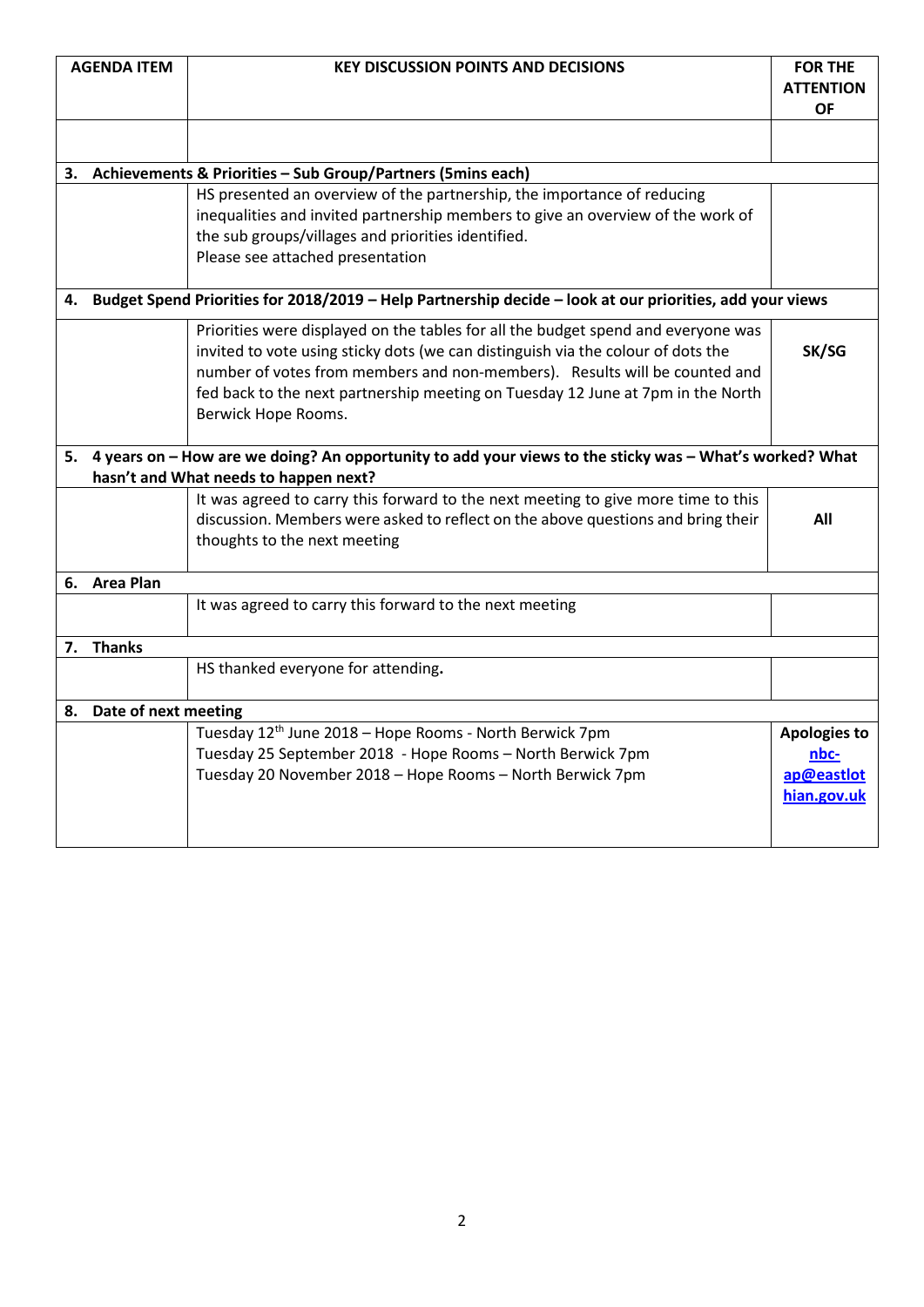| AGENDA ITEM | KEY DISCUSSION POINTS AND DECISIONS | FOR THE ATTENTION OF |
|---|---|---|
| | | |
| **3. Achievements & Priorities – Sub Group/Partners (5mins each)** | | |
| | HS presented an overview of the partnership, the importance of reducing inequalities and invited partnership members to give an overview of the work of the sub groups/villages and priorities identified.<br>Please see attached presentation | |
| **4. Budget Spend Priorities for 2018/2019 – Help Partnership decide – look at our priorities, add your views** | | |
| | Priorities were displayed on the tables for all the budget spend and everyone was invited to vote using sticky dots (we can distinguish via the colour of dots the number of votes from members and non-members). Results will be counted and fed back to the next partnership meeting on Tuesday 12 June at 7pm in the North Berwick Hope Rooms. | **SK/SG** |
| **5. 4 years on – How are we doing? An opportunity to add your views to the sticky was – What's worked? What hasn't and What needs to happen next?** | | |
| | It was agreed to carry this forward to the next meeting to give more time to this discussion. Members were asked to reflect on the above questions and bring their thoughts to the next meeting | **All** |
| **6. Area Plan** | | |
| | It was agreed to carry this forward to the next meeting | |
| **7. Thanks** | | |
| | HS thanked everyone for attending. | |
| **8. Date of next meeting** | | |
| | Tuesday 12th June 2018 – Hope Rooms - North Berwick 7pm<br>Tuesday 25 September 2018 - Hope Rooms – North Berwick 7pm<br>Tuesday 20 November 2018 – Hope Rooms – North Berwick 7pm | **Apologies to nbc-ap@eastlothian.gov.uk** |